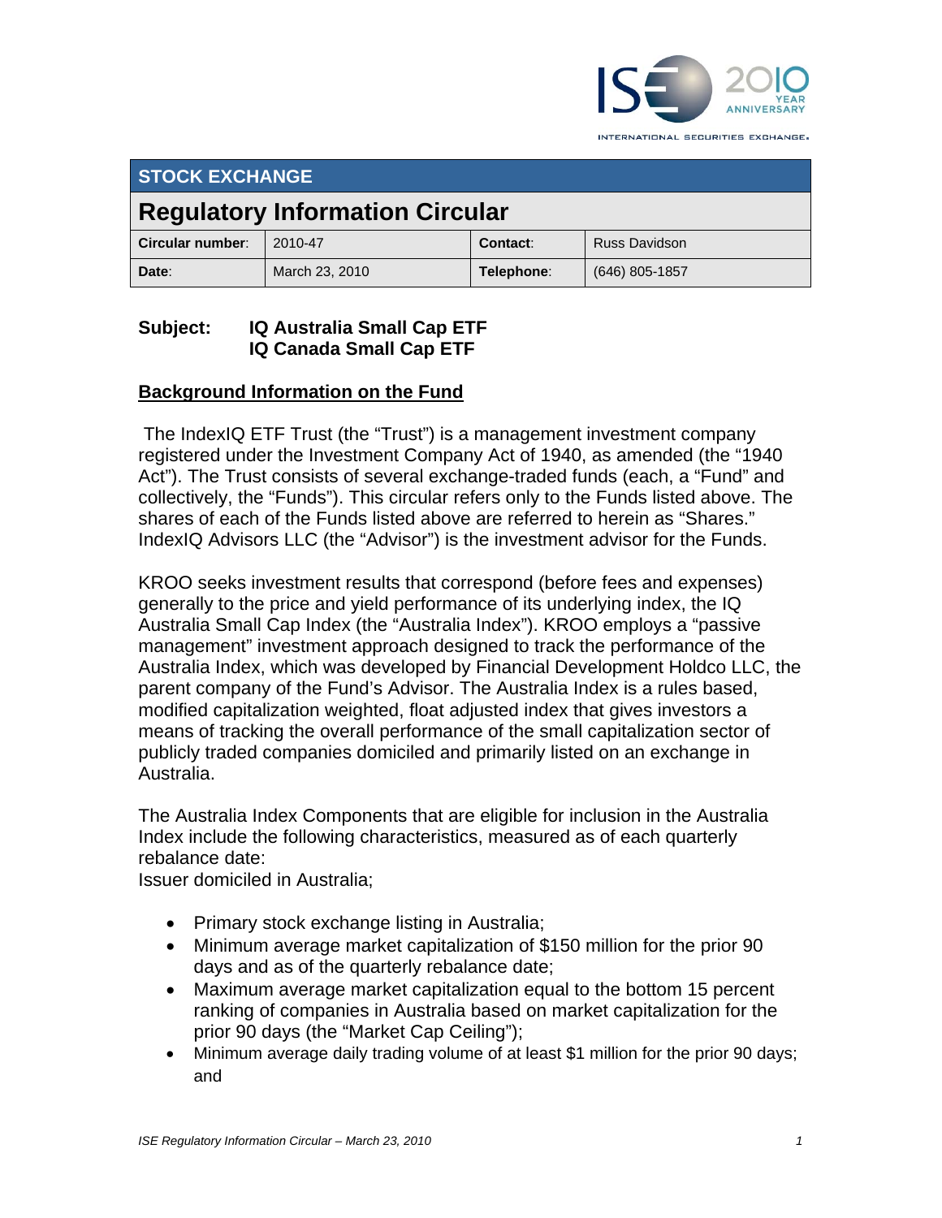## STOCK EXCHANGE

# Regulatory Information Circular

| Circular number: | 2010-47 | Contact: | Russ Davidson |
|---|---|---|---|
| Date: | March 23, 2010 | Telephone: | (646) 805-1857 |

**Subject: IQ Australia Small Cap ETF**
**IQ Canada Small Cap ETF**

## Background Information on the Fund

The IndexIQ ETF Trust (the "Trust") is a management investment company registered under the Investment Company Act of 1940, as amended (the "1940 Act"). The Trust consists of several exchange-traded funds (each, a "Fund" and collectively, the "Funds"). This circular refers only to the Funds listed above. The shares of each of the Funds listed above are referred to herein as "Shares." IndexIQ Advisors LLC (the "Advisor") is the investment advisor for the Funds.

KROO seeks investment results that correspond (before fees and expenses) generally to the price and yield performance of its underlying index, the IQ Australia Small Cap Index (the "Australia Index"). KROO employs a "passive management" investment approach designed to track the performance of the Australia Index, which was developed by Financial Development Holdco LLC, the parent company of the Fund's Advisor. The Australia Index is a rules based, modified capitalization weighted, float adjusted index that gives investors a means of tracking the overall performance of the small capitalization sector of publicly traded companies domiciled and primarily listed on an exchange in Australia.

The Australia Index Components that are eligible for inclusion in the Australia Index include the following characteristics, measured as of each quarterly rebalance date:
Issuer domiciled in Australia;

- Primary stock exchange listing in Australia;
- Minimum average market capitalization of $150 million for the prior 90 days and as of the quarterly rebalance date;
- Maximum average market capitalization equal to the bottom 15 percent ranking of companies in Australia based on market capitalization for the prior 90 days (the "Market Cap Ceiling");
- Minimum average daily trading volume of at least $1 million for the prior 90 days; and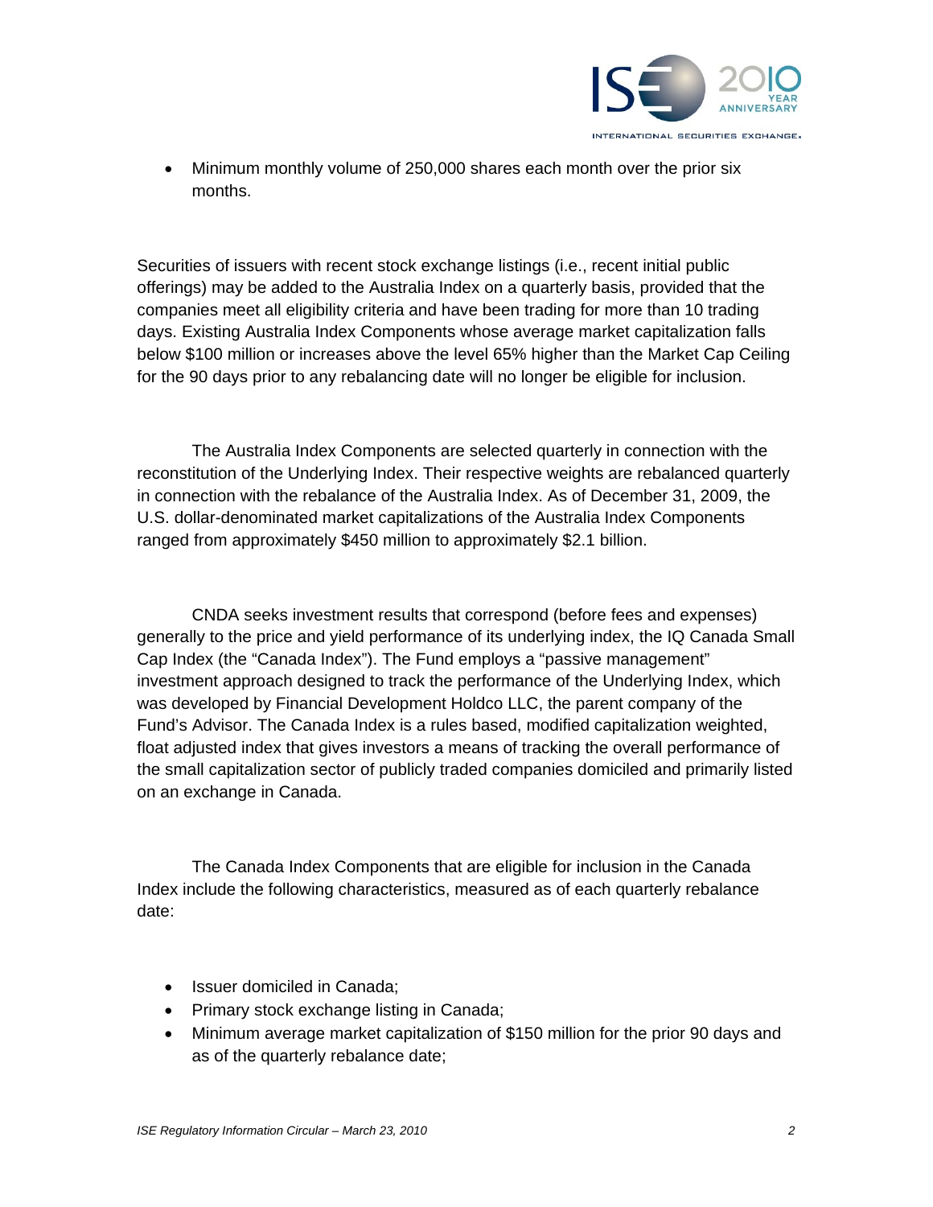- Minimum monthly volume of 250,000 shares each month over the prior six months.

Securities of issuers with recent stock exchange listings (i.e., recent initial public offerings) may be added to the Australia Index on a quarterly basis, provided that the companies meet all eligibility criteria and have been trading for more than 10 trading days. Existing Australia Index Components whose average market capitalization falls below $100 million or increases above the level 65% higher than the Market Cap Ceiling for the 90 days prior to any rebalancing date will no longer be eligible for inclusion.

The Australia Index Components are selected quarterly in connection with the reconstitution of the Underlying Index. Their respective weights are rebalanced quarterly in connection with the rebalance of the Australia Index. As of December 31, 2009, the U.S. dollar-denominated market capitalizations of the Australia Index Components ranged from approximately $450 million to approximately $2.1 billion.

CNDA seeks investment results that correspond (before fees and expenses) generally to the price and yield performance of its underlying index, the IQ Canada Small Cap Index (the "Canada Index"). The Fund employs a "passive management" investment approach designed to track the performance of the Underlying Index, which was developed by Financial Development Holdco LLC, the parent company of the Fund's Advisor. The Canada Index is a rules based, modified capitalization weighted, float adjusted index that gives investors a means of tracking the overall performance of the small capitalization sector of publicly traded companies domiciled and primarily listed on an exchange in Canada.

The Canada Index Components that are eligible for inclusion in the Canada Index include the following characteristics, measured as of each quarterly rebalance date:

- Issuer domiciled in Canada;
- Primary stock exchange listing in Canada;
- Minimum average market capitalization of $150 million for the prior 90 days and as of the quarterly rebalance date;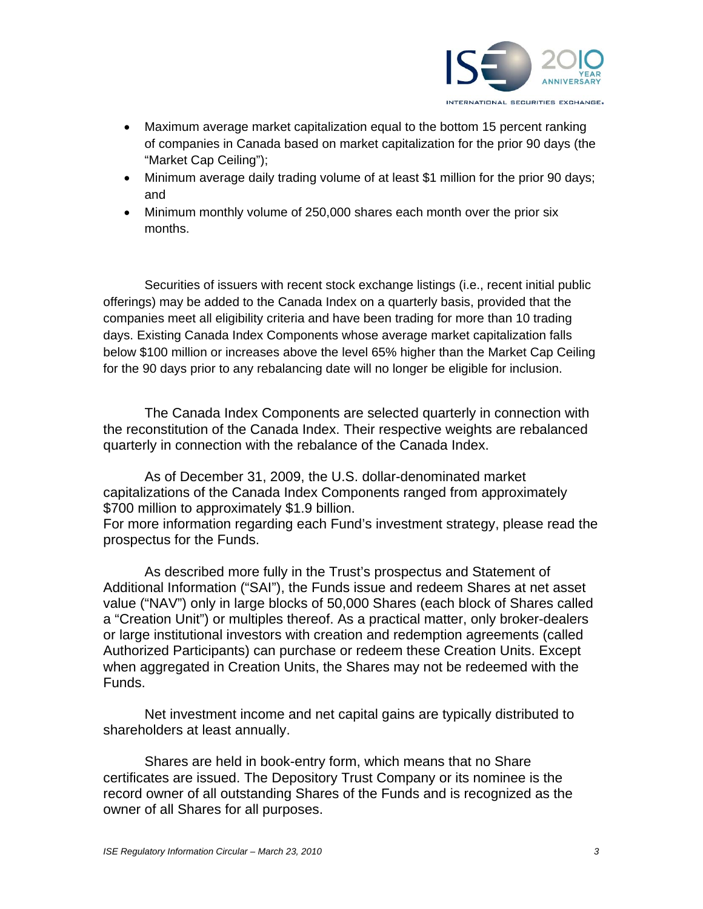- Maximum average market capitalization equal to the bottom 15 percent ranking of companies in Canada based on market capitalization for the prior 90 days (the "Market Cap Ceiling");
- Minimum average daily trading volume of at least $1 million for the prior 90 days; and
- Minimum monthly volume of 250,000 shares each month over the prior six months.

Securities of issuers with recent stock exchange listings (i.e., recent initial public offerings) may be added to the Canada Index on a quarterly basis, provided that the companies meet all eligibility criteria and have been trading for more than 10 trading days. Existing Canada Index Components whose average market capitalization falls below $100 million or increases above the level 65% higher than the Market Cap Ceiling for the 90 days prior to any rebalancing date will no longer be eligible for inclusion.

The Canada Index Components are selected quarterly in connection with the reconstitution of the Canada Index. Their respective weights are rebalanced quarterly in connection with the rebalance of the Canada Index.

As of December 31, 2009, the U.S. dollar-denominated market capitalizations of the Canada Index Components ranged from approximately $700 million to approximately $1.9 billion.
For more information regarding each Fund's investment strategy, please read the prospectus for the Funds.

As described more fully in the Trust's prospectus and Statement of Additional Information ("SAI"), the Funds issue and redeem Shares at net asset value ("NAV") only in large blocks of 50,000 Shares (each block of Shares called a "Creation Unit") or multiples thereof. As a practical matter, only broker-dealers or large institutional investors with creation and redemption agreements (called Authorized Participants) can purchase or redeem these Creation Units. Except when aggregated in Creation Units, the Shares may not be redeemed with the Funds.

Net investment income and net capital gains are typically distributed to shareholders at least annually.

Shares are held in book-entry form, which means that no Share certificates are issued. The Depository Trust Company or its nominee is the record owner of all outstanding Shares of the Funds and is recognized as the owner of all Shares for all purposes.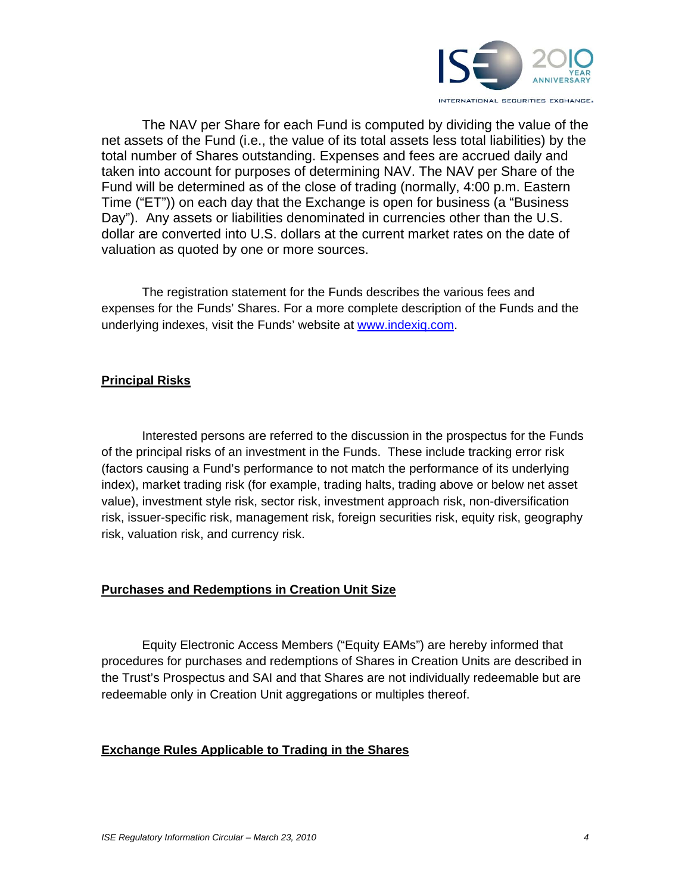The NAV per Share for each Fund is computed by dividing the value of the net assets of the Fund (i.e., the value of its total assets less total liabilities) by the total number of Shares outstanding. Expenses and fees are accrued daily and taken into account for purposes of determining NAV. The NAV per Share of the Fund will be determined as of the close of trading (normally, 4:00 p.m. Eastern Time ("ET")) on each day that the Exchange is open for business (a "Business Day"). Any assets or liabilities denominated in currencies other than the U.S. dollar are converted into U.S. dollars at the current market rates on the date of valuation as quoted by one or more sources.

The registration statement for the Funds describes the various fees and expenses for the Funds' Shares. For a more complete description of the Funds and the underlying indexes, visit the Funds' website at www.indexiq.com.

**Principal Risks**

Interested persons are referred to the discussion in the prospectus for the Funds of the principal risks of an investment in the Funds. These include tracking error risk (factors causing a Fund's performance to not match the performance of its underlying index), market trading risk (for example, trading halts, trading above or below net asset value), investment style risk, sector risk, investment approach risk, non-diversification risk, issuer-specific risk, management risk, foreign securities risk, equity risk, geography risk, valuation risk, and currency risk.

**Purchases and Redemptions in Creation Unit Size**

Equity Electronic Access Members ("Equity EAMs") are hereby informed that procedures for purchases and redemptions of Shares in Creation Units are described in the Trust's Prospectus and SAI and that Shares are not individually redeemable but are redeemable only in Creation Unit aggregations or multiples thereof.

**Exchange Rules Applicable to Trading in the Shares**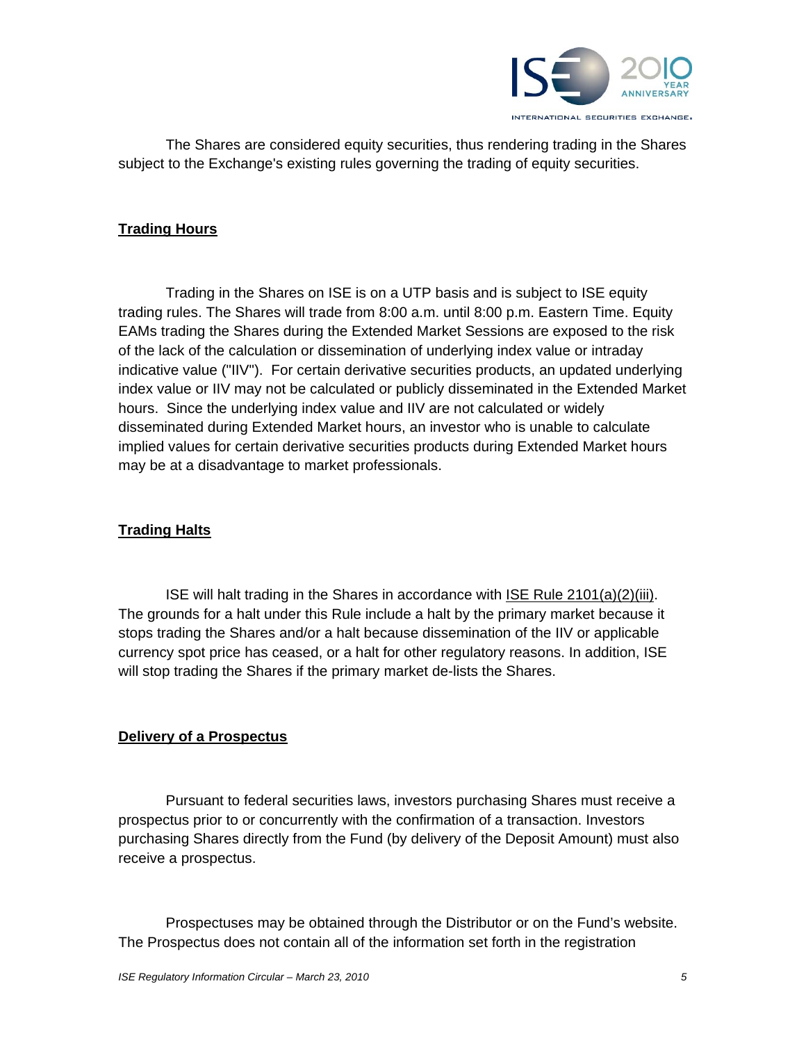The Shares are considered equity securities, thus rendering trading in the Shares subject to the Exchange's existing rules governing the trading of equity securities.

**Trading Hours**

Trading in the Shares on ISE is on a UTP basis and is subject to ISE equity trading rules. The Shares will trade from 8:00 a.m. until 8:00 p.m. Eastern Time. Equity EAMs trading the Shares during the Extended Market Sessions are exposed to the risk of the lack of the calculation or dissemination of underlying index value or intraday indicative value ("IIV"). For certain derivative securities products, an updated underlying index value or IIV may not be calculated or publicly disseminated in the Extended Market hours. Since the underlying index value and IIV are not calculated or widely disseminated during Extended Market hours, an investor who is unable to calculate implied values for certain derivative securities products during Extended Market hours may be at a disadvantage to market professionals.

**Trading Halts**

ISE will halt trading in the Shares in accordance with ISE Rule 2101(a)(2)(iii). The grounds for a halt under this Rule include a halt by the primary market because it stops trading the Shares and/or a halt because dissemination of the IIV or applicable currency spot price has ceased, or a halt for other regulatory reasons. In addition, ISE will stop trading the Shares if the primary market de-lists the Shares.

**Delivery of a Prospectus**

Pursuant to federal securities laws, investors purchasing Shares must receive a prospectus prior to or concurrently with the confirmation of a transaction. Investors purchasing Shares directly from the Fund (by delivery of the Deposit Amount) must also receive a prospectus.

Prospectuses may be obtained through the Distributor or on the Fund's website. The Prospectus does not contain all of the information set forth in the registration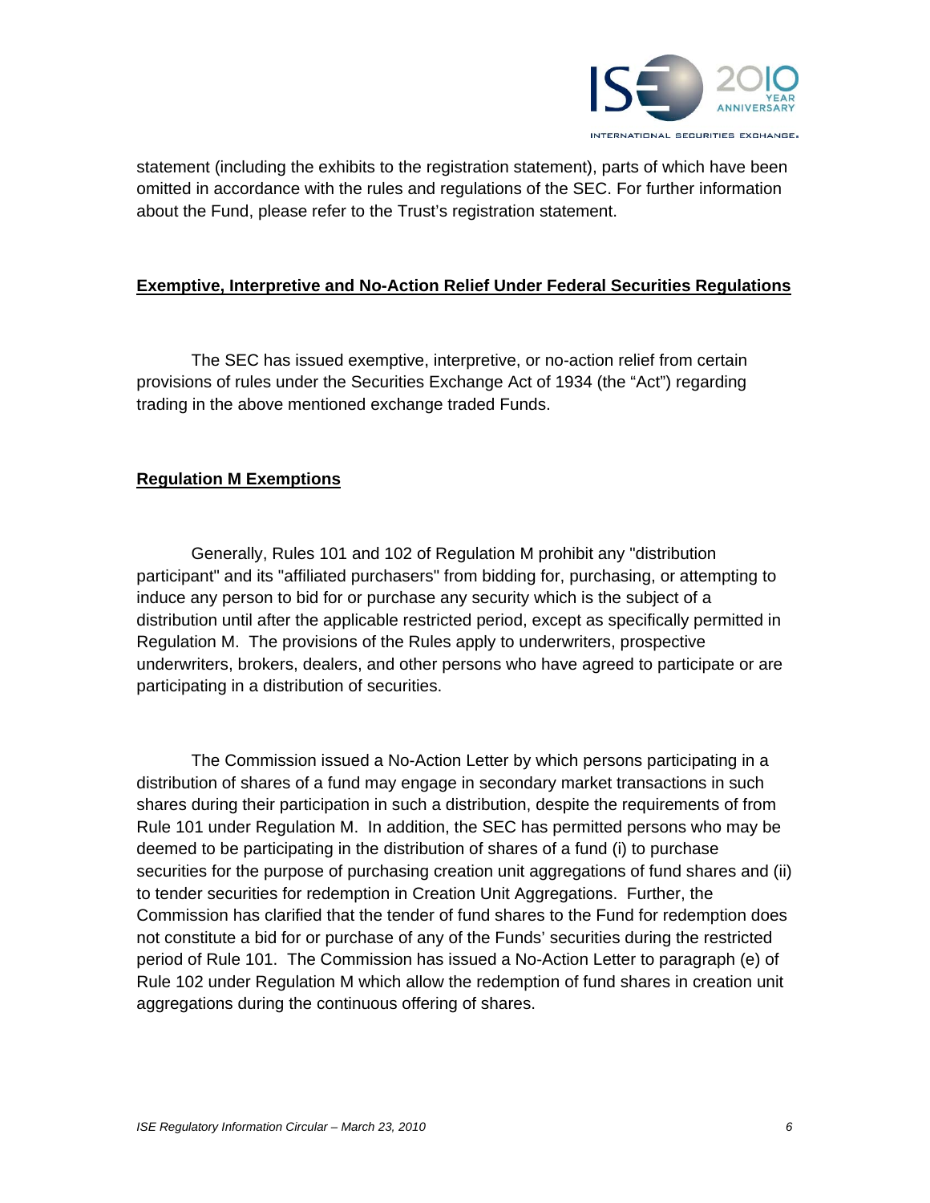statement (including the exhibits to the registration statement), parts of which have been omitted in accordance with the rules and regulations of the SEC. For further information about the Fund, please refer to the Trust's registration statement.

## **Exemptive, Interpretive and No-Action Relief Under Federal Securities Regulations**

The SEC has issued exemptive, interpretive, or no-action relief from certain provisions of rules under the Securities Exchange Act of 1934 (the "Act") regarding trading in the above mentioned exchange traded Funds.

## **Regulation M Exemptions**

Generally, Rules 101 and 102 of Regulation M prohibit any "distribution participant" and its "affiliated purchasers" from bidding for, purchasing, or attempting to induce any person to bid for or purchase any security which is the subject of a distribution until after the applicable restricted period, except as specifically permitted in Regulation M. The provisions of the Rules apply to underwriters, prospective underwriters, brokers, dealers, and other persons who have agreed to participate or are participating in a distribution of securities.

The Commission issued a No-Action Letter by which persons participating in a distribution of shares of a fund may engage in secondary market transactions in such shares during their participation in such a distribution, despite the requirements of from Rule 101 under Regulation M. In addition, the SEC has permitted persons who may be deemed to be participating in the distribution of shares of a fund (i) to purchase securities for the purpose of purchasing creation unit aggregations of fund shares and (ii) to tender securities for redemption in Creation Unit Aggregations. Further, the Commission has clarified that the tender of fund shares to the Fund for redemption does not constitute a bid for or purchase of any of the Funds' securities during the restricted period of Rule 101. The Commission has issued a No-Action Letter to paragraph (e) of Rule 102 under Regulation M which allow the redemption of fund shares in creation unit aggregations during the continuous offering of shares.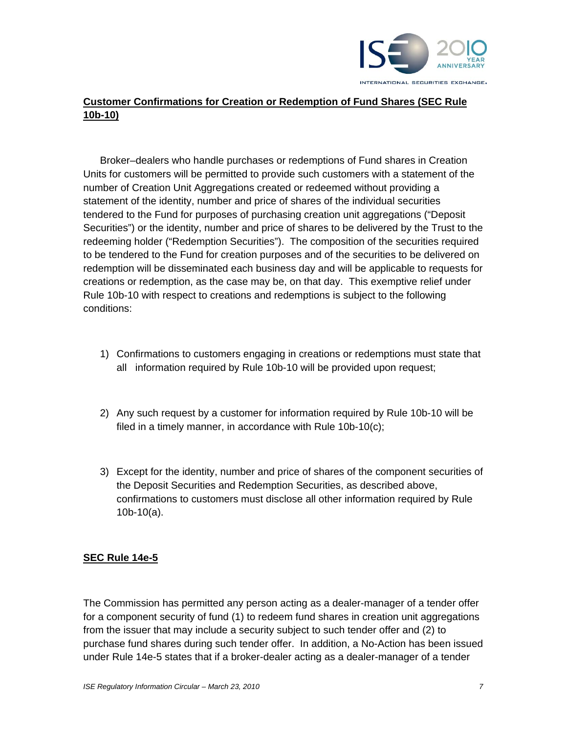**Customer Confirmations for Creation or Redemption of Fund Shares (SEC Rule 10b-10)**

Broker–dealers who handle purchases or redemptions of Fund shares in Creation Units for customers will be permitted to provide such customers with a statement of the number of Creation Unit Aggregations created or redeemed without providing a statement of the identity, number and price of shares of the individual securities tendered to the Fund for purposes of purchasing creation unit aggregations ("Deposit Securities") or the identity, number and price of shares to be delivered by the Trust to the redeeming holder ("Redemption Securities"). The composition of the securities required to be tendered to the Fund for creation purposes and of the securities to be delivered on redemption will be disseminated each business day and will be applicable to requests for creations or redemption, as the case may be, on that day. This exemptive relief under Rule 10b-10 with respect to creations and redemptions is subject to the following conditions:

1) Confirmations to customers engaging in creations or redemptions must state that all information required by Rule 10b-10 will be provided upon request;

2) Any such request by a customer for information required by Rule 10b-10 will be filed in a timely manner, in accordance with Rule 10b-10(c);

3) Except for the identity, number and price of shares of the component securities of the Deposit Securities and Redemption Securities, as described above, confirmations to customers must disclose all other information required by Rule 10b-10(a).

**SEC Rule 14e-5**

The Commission has permitted any person acting as a dealer-manager of a tender offer for a component security of fund (1) to redeem fund shares in creation unit aggregations from the issuer that may include a security subject to such tender offer and (2) to purchase fund shares during such tender offer. In addition, a No-Action has been issued under Rule 14e-5 states that if a broker-dealer acting as a dealer-manager of a tender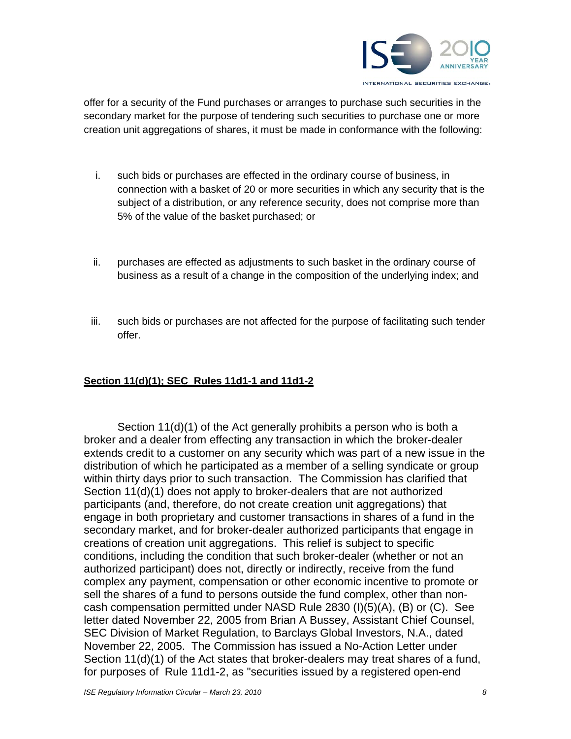offer for a security of the Fund purchases or arranges to purchase such securities in the secondary market for the purpose of tendering such securities to purchase one or more creation unit aggregations of shares, it must be made in conformance with the following:

i. such bids or purchases are effected in the ordinary course of business, in connection with a basket of 20 or more securities in which any security that is the subject of a distribution, or any reference security, does not comprise more than 5% of the value of the basket purchased; or

ii. purchases are effected as adjustments to such basket in the ordinary course of business as a result of a change in the composition of the underlying index; and

iii. such bids or purchases are not affected for the purpose of facilitating such tender offer.

**Section 11(d)(1); SEC Rules 11d1-1 and 11d1-2**

Section 11(d)(1) of the Act generally prohibits a person who is both a broker and a dealer from effecting any transaction in which the broker-dealer extends credit to a customer on any security which was part of a new issue in the distribution of which he participated as a member of a selling syndicate or group within thirty days prior to such transaction. The Commission has clarified that Section 11(d)(1) does not apply to broker-dealers that are not authorized participants (and, therefore, do not create creation unit aggregations) that engage in both proprietary and customer transactions in shares of a fund in the secondary market, and for broker-dealer authorized participants that engage in creations of creation unit aggregations. This relief is subject to specific conditions, including the condition that such broker-dealer (whether or not an authorized participant) does not, directly or indirectly, receive from the fund complex any payment, compensation or other economic incentive to promote or sell the shares of a fund to persons outside the fund complex, other than non-cash compensation permitted under NASD Rule 2830 (I)(5)(A), (B) or (C). See letter dated November 22, 2005 from Brian A Bussey, Assistant Chief Counsel, SEC Division of Market Regulation, to Barclays Global Investors, N.A., dated November 22, 2005. The Commission has issued a No-Action Letter under Section 11(d)(1) of the Act states that broker-dealers may treat shares of a fund, for purposes of Rule 11d1-2, as "securities issued by a registered open-end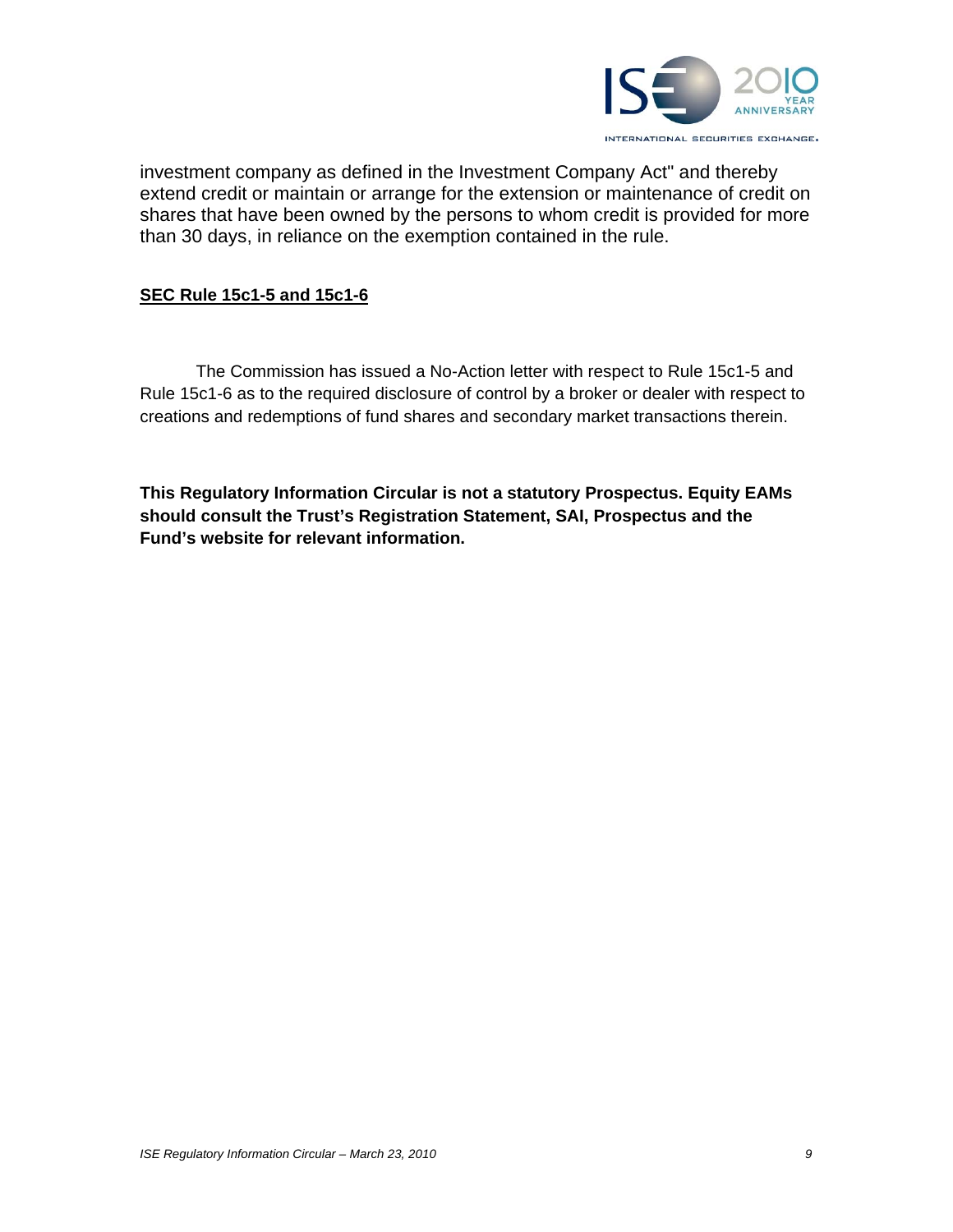investment company as defined in the Investment Company Act" and thereby extend credit or maintain or arrange for the extension or maintenance of credit on shares that have been owned by the persons to whom credit is provided for more than 30 days, in reliance on the exemption contained in the rule.

**SEC Rule 15c1-5 and 15c1-6**

The Commission has issued a No-Action letter with respect to Rule 15c1-5 and Rule 15c1-6 as to the required disclosure of control by a broker or dealer with respect to creations and redemptions of fund shares and secondary market transactions therein.

**This Regulatory Information Circular is not a statutory Prospectus. Equity EAMs should consult the Trust's Registration Statement, SAI, Prospectus and the Fund's website for relevant information.**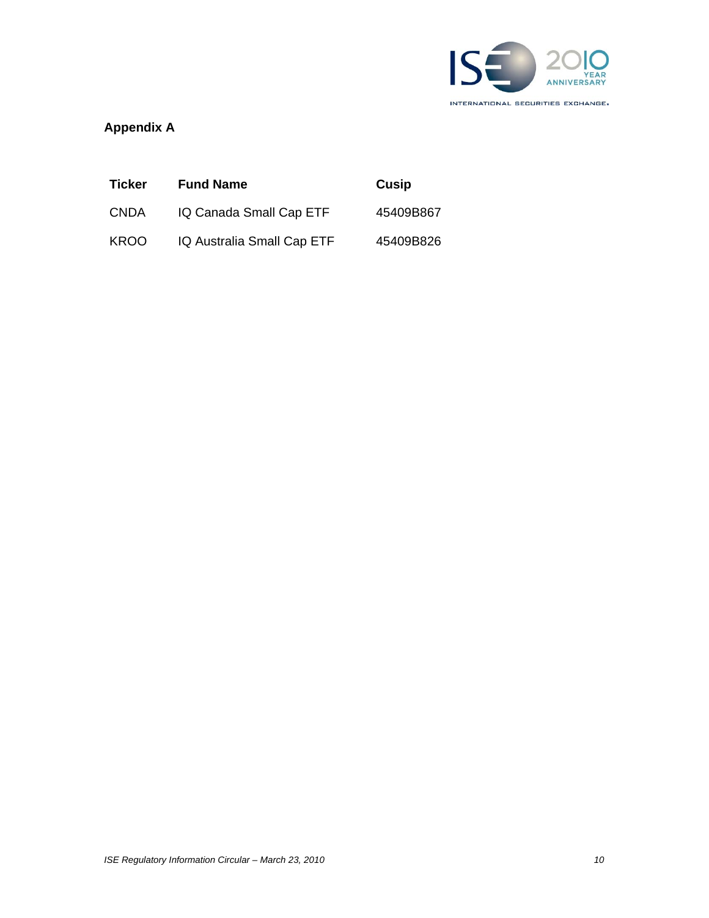## Appendix A

| Ticker | Fund Name | Cusip |
|---|---|---|
| CNDA | IQ Canada Small Cap ETF | 45409B867 |
| KROO | IQ Australia Small Cap ETF | 45409B826 |